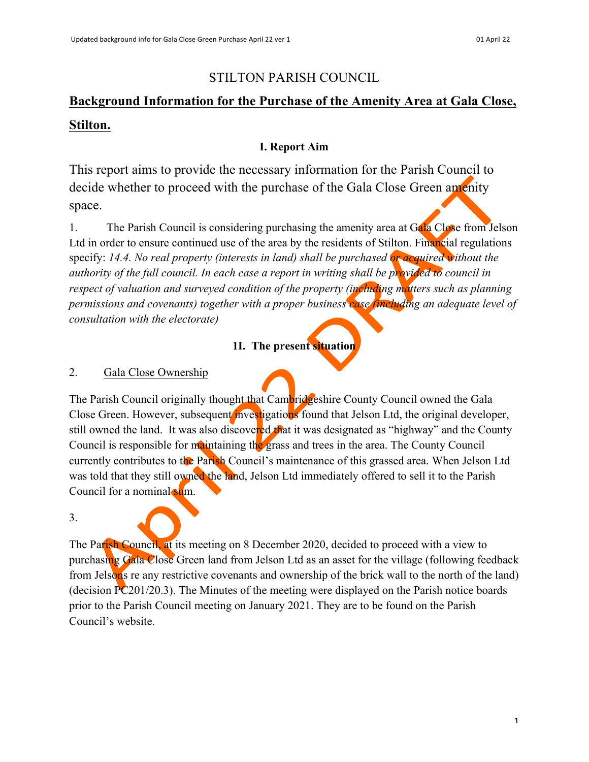STILTON PARISH COUNCIL

# Background Information for the Purchase of the Amenity Area at Gala Close, Stilton.

## I. Report Aim

This report aims to provide the necessary information for the Parish Council to decide whether to proceed with the purchase of the Gala Close Green amenity space.

1. The Parish Council is considering purchasing the amenity area at Gala Close from Jelson Ltd in order to ensure continued use of the area by the residents of Stilton. Financial regulations specify: *14.4. No real property (interests in land) shall be purchased or acquired without the authority of the full council. In each case a report in writing shall be provided to council in respect of valuation and surveyed condition of the property (including matters such as planning permissions and covenants) together with a proper business case (including an adequate level of consultation with the electorate)*

## 1I. The present situation

2. Gala Close Ownership

The Parish Council originally thought that Cambridgeshire County Council owned the Gala Close Green. However, subsequent investigations found that Jelson Ltd, the original developer, still owned the land. It was also discovered that it was designated as "highway" and the County Council is responsible for maintaining the grass and trees in the area. The County Council currently contributes to the Parish Council's maintenance of this grassed area. When Jelson Ltd was told that they still owned the land, Jelson Ltd immediately offered to sell it to the Parish Council for a nominal sum.

3.

The Parish Council, at its meeting on 8 December 2020, decided to proceed with a view to purchasing Gala Close Green land from Jelson Ltd as an asset for the village (following feedback from Jelsons re any restrictive covenants and ownership of the brick wall to the north of the land) (decision PC201/20.3). The Minutes of the meeting were displayed on the Parish notice boards prior to the Parish Council meeting on January 2021. They are to be found on the Parish Council's website.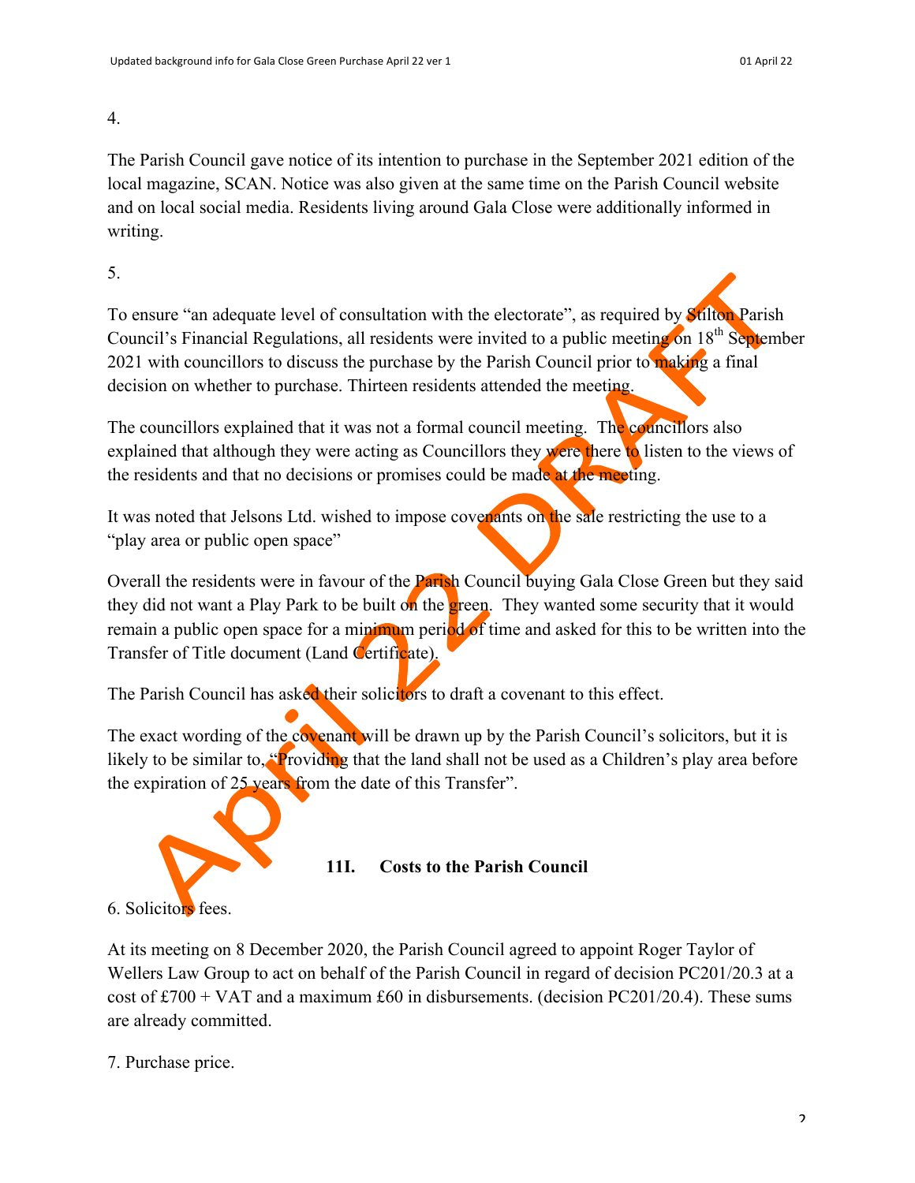4.

The Parish Council gave notice of its intention to purchase in the September 2021 edition of the local magazine, SCAN. Notice was also given at the same time on the Parish Council website and on local social media. Residents living around Gala Close were additionally informed in writing.

5.

To ensure "an adequate level of consultation with the electorate", as required by Stilton Parish Council's Financial Regulations, all residents were invited to a public meeting on 18th September 2021 with councillors to discuss the purchase by the Parish Council prior to making a final decision on whether to purchase. Thirteen residents attended the meeting.

The councillors explained that it was not a formal council meeting. The councillors also explained that although they were acting as Councillors they were there to listen to the views of the residents and that no decisions or promises could be made at the meeting.

It was noted that Jelsons Ltd. wished to impose covenants on the sale restricting the use to a "play area or public open space"

Overall the residents were in favour of the Parish Council buying Gala Close Green but they said they did not want a Play Park to be built on the green. They wanted some security that it would remain a public open space for a minimum period of time and asked for this to be written into the Transfer of Title document (Land Certificate).

The Parish Council has asked their solicitors to draft a covenant to this effect.

The exact wording of the covenant will be drawn up by the Parish Council's solicitors, but it is likely to be similar to, "Providing that the land shall not be used as a Children's play area before the expiration of 25 years from the date of this Transfer".

### 11I. Costs to the Parish Council

6. Solicitors fees.

At its meeting on 8 December 2020, the Parish Council agreed to appoint Roger Taylor of Wellers Law Group to act on behalf of the Parish Council in regard of decision PC201/20.3 at a cost of £700 + VAT and a maximum £60 in disbursements. (decision PC201/20.4). These sums are already committed.

7. Purchase price.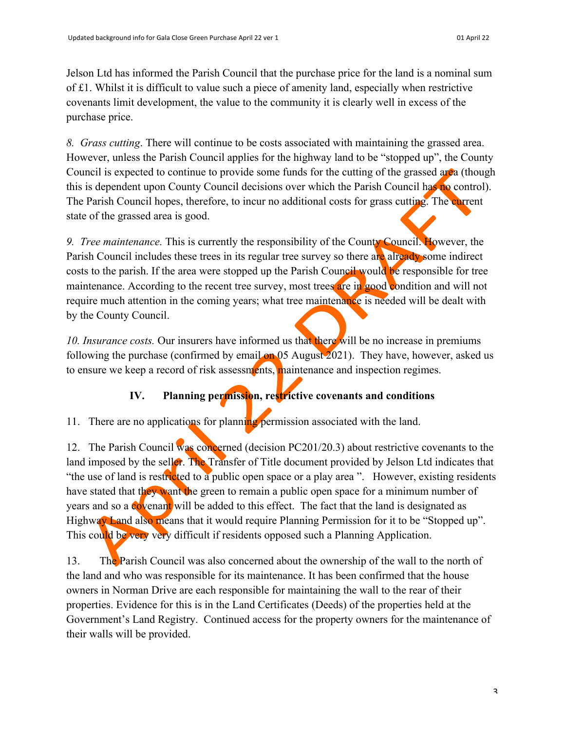Jelson Ltd has informed the Parish Council that the purchase price for the land is a nominal sum of £1. Whilst it is difficult to value such a piece of amenity land, especially when restrictive covenants limit development, the value to the community it is clearly well in excess of the purchase price.

*8. Grass cutting*. There will continue to be costs associated with maintaining the grassed area. However, unless the Parish Council applies for the highway land to be "stopped up", the County Council is expected to continue to provide some funds for the cutting of the grassed area (though this is dependent upon County Council decisions over which the Parish Council has no control). The Parish Council hopes, therefore, to incur no additional costs for grass cutting. The current state of the grassed area is good.

*9. Tree maintenance.* This is currently the responsibility of the County Council. However, the Parish Council includes these trees in its regular tree survey so there are already some indirect costs to the parish. If the area were stopped up the Parish Council would be responsible for tree maintenance. According to the recent tree survey, most trees are in good condition and will not require much attention in the coming years; what tree maintenance is needed will be dealt with by the County Council.

*10. Insurance costs.* Our insurers have informed us that there will be no increase in premiums following the purchase (confirmed by email on 05 August 2021). They have, however, asked us to ensure we keep a record of risk assessments, maintenance and inspection regimes.

### IV. Planning permission, restrictive covenants and conditions

11. There are no applications for planning permission associated with the land.

12. The Parish Council was concerned (decision PC201/20.3) about restrictive covenants to the land imposed by the seller. The Transfer of Title document provided by Jelson Ltd indicates that "the use of land is restricted to a public open space or a play area ". However, existing residents have stated that they want the green to remain a public open space for a minimum number of years and so a covenant will be added to this effect. The fact that the land is designated as Highway Land also means that it would require Planning Permission for it to be "Stopped up". This could be very very difficult if residents opposed such a Planning Application.

13. The Parish Council was also concerned about the ownership of the wall to the north of the land and who was responsible for its maintenance. It has been confirmed that the house owners in Norman Drive are each responsible for maintaining the wall to the rear of their properties. Evidence for this is in the Land Certificates (Deeds) of the properties held at the Government's Land Registry. Continued access for the property owners for the maintenance of their walls will be provided.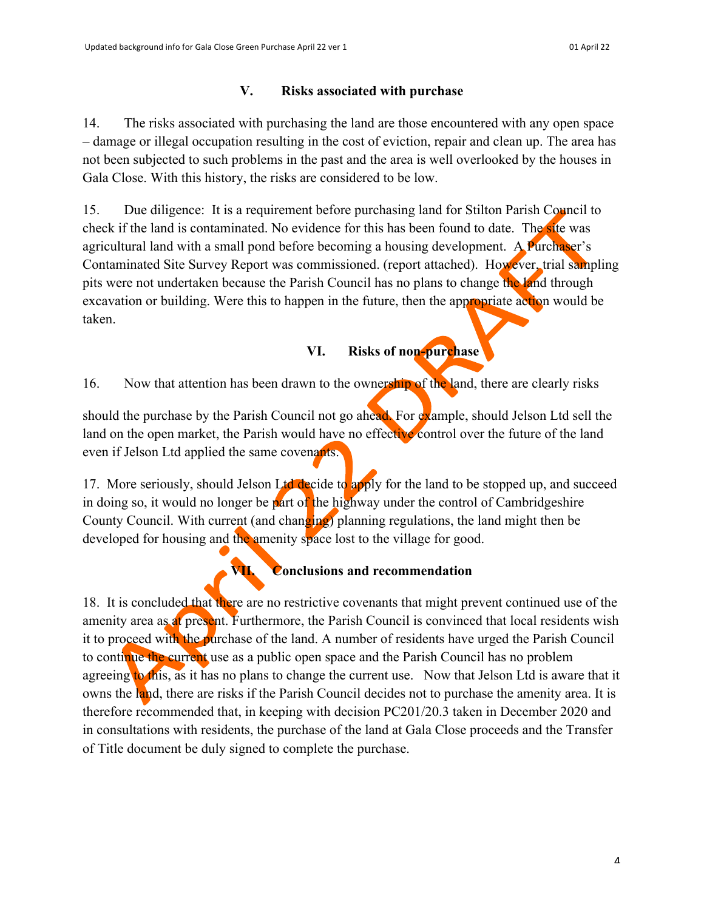## V. Risks associated with purchase

14. The risks associated with purchasing the land are those encountered with any open space – damage or illegal occupation resulting in the cost of eviction, repair and clean up. The area has not been subjected to such problems in the past and the area is well overlooked by the houses in Gala Close. With this history, the risks are considered to be low.

15. Due diligence: It is a requirement before purchasing land for Stilton Parish Council to check if the land is contaminated. No evidence for this has been found to date. The site was agricultural land with a small pond before becoming a housing development. A Purchaser's Contaminated Site Survey Report was commissioned. (report attached). However, trial sampling pits were not undertaken because the Parish Council has no plans to change the land through excavation or building. Were this to happen in the future, then the appropriate action would be taken.

## VI. Risks of non-purchase

16. Now that attention has been drawn to the ownership of the land, there are clearly risks should the purchase by the Parish Council not go ahead. For example, should Jelson Ltd sell the land on the open market, the Parish would have no effective control over the future of the land even if Jelson Ltd applied the same covenants.

17. More seriously, should Jelson Ltd decide to apply for the land to be stopped up, and succeed in doing so, it would no longer be part of the highway under the control of Cambridgeshire County Council. With current (and changing) planning regulations, the land might then be developed for housing and the amenity space lost to the village for good.

## VII. Conclusions and recommendation

18. It is concluded that there are no restrictive covenants that might prevent continued use of the amenity area as at present. Furthermore, the Parish Council is convinced that local residents wish it to proceed with the purchase of the land. A number of residents have urged the Parish Council to continue the current use as a public open space and the Parish Council has no problem agreeing to this, as it has no plans to change the current use. Now that Jelson Ltd is aware that it owns the land, there are risks if the Parish Council decides not to purchase the amenity area. It is therefore recommended that, in keeping with decision PC201/20.3 taken in December 2020 and in consultations with residents, the purchase of the land at Gala Close proceeds and the Transfer of Title document be duly signed to complete the purchase.